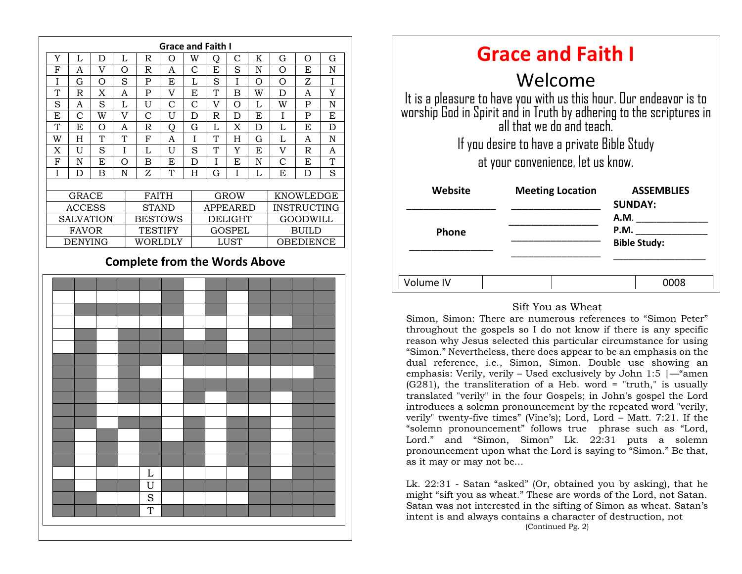## Grace and Faith I

| Y | L | D | L | R | O | W | Q | C | K | G | O | G |
|---|---|---|---|---|---|---|---|---|---|---|---|---|
| F | A | V | O | R | A | C | E | S | N | O | E | N |
| I | G | O | S | P | E | L | S | I | O | O | Z | I |
| T | R | X | A | P | V | E | T | B | W | D | A | Y |
| S | A | S | L | U | C | C | V | O | L | W | P | N |
| E | C | W | V | C | U | D | R | D | E | I | P | E |
| T | E | O | A | R | Q | G | L | X | D | L | E | D |
| W | H | T | T | F | A | I | T | H | G | L | A | N |
| X | U | S | I | L | U | S | T | Y | E | V | R | A |
| F | N | E | O | B | E | D | I | E | N | C | E | T |
| I | D | B | N | Z | T | H | G | I | L | E | D | S |

| GRACE | FAITH | GROW | KNOWLEDGE |
|---|---|---|---|
| ACCESS | STAND | APPEARED | INSTRUCTING |
| SALVATION | BESTOWS | DELIGHT | GOODWILL |
| FAVOR | TESTIFY | GOSPEL | BUILD |
| DENYING | WORLDLY | LUST | OBEDIENCE |

### Complete from the Words Above

L
U
S
T

# Grace and Faith I

## Welcome

It is a pleasure to have you with us this hour. Our endeavor is to worship God in Spirit and in Truth by adhering to the scriptures in all that we do and teach.

If you desire to have a private Bible Study at your convenience, let us know.

| Website | Meeting Location | ASSEMBLIES |
|---|---|---|
| ________________ | ________________ | **SUNDAY:** |
| | ________________ | **A.M.** ______________ |
| **Phone** | ________________ | **P.M.** ______________ |
| ________________ | ________________ | **Bible Study:** ______________ |

| Volume IV | | | 0008 |
|---|---|---|---|

### Sift You as Wheat

Simon, Simon: There are numerous references to "Simon Peter" throughout the gospels so I do not know if there is any specific reason why Jesus selected this particular circumstance for using "Simon." Nevertheless, there does appear to be an emphasis on the dual reference, i.e., Simon, Simon. Double use showing an emphasis: Verily, verily – Used exclusively by John 1:5 |—"amen (G281), the transliteration of a Heb. word = "truth," is usually translated "verily" in the four Gospels; in John's gospel the Lord introduces a solemn pronouncement by the repeated word "verily, verily" twenty-five times" (Vine's); Lord, Lord – Matt. 7:21. If the "solemn pronouncement" follows true phrase such as "Lord, Lord." and "Simon, Simon" Lk. 22:31 puts a solemn pronouncement upon what the Lord is saying to "Simon." Be that, as it may or may not be...

Lk. 22:31 - Satan "asked" (Or, obtained you by asking), that he might "sift you as wheat." These are words of the Lord, not Satan. Satan was not interested in the sifting of Simon as wheat. Satan's intent is and always contains a character of destruction, not

(Continued Pg. 2)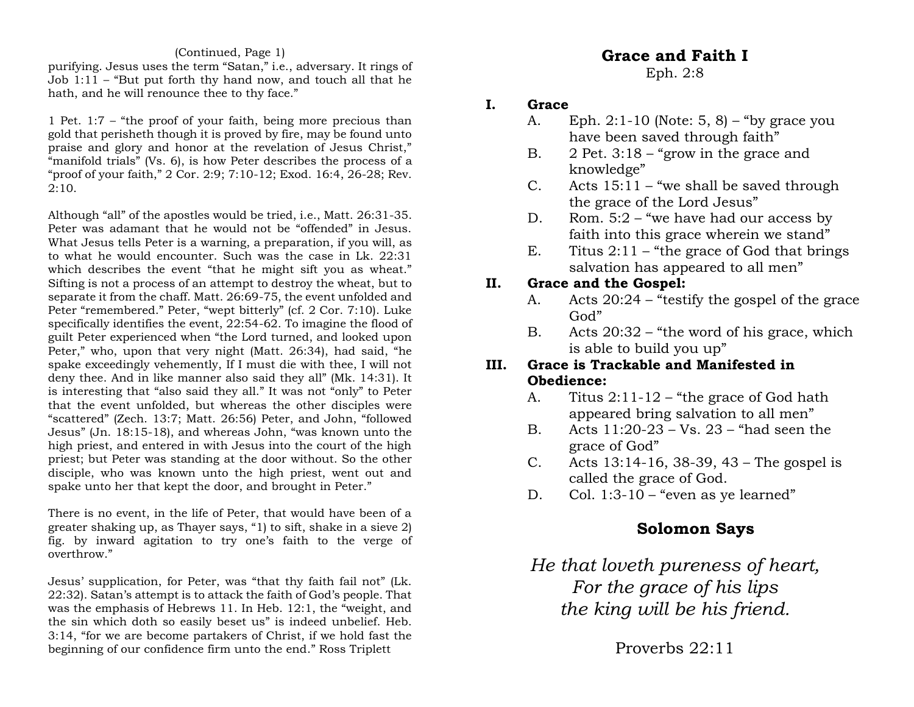(Continued, Page 1)

purifying. Jesus uses the term "Satan," i.e., adversary. It rings of Job 1:11 – "But put forth thy hand now, and touch all that he hath, and he will renounce thee to thy face."

1 Pet. 1:7 – "the proof of your faith, being more precious than gold that perisheth though it is proved by fire, may be found unto praise and glory and honor at the revelation of Jesus Christ," "manifold trials" (Vs. 6), is how Peter describes the process of a "proof of your faith," 2 Cor. 2:9; 7:10-12; Exod. 16:4, 26-28; Rev. 2:10.

Although "all" of the apostles would be tried, i.e., Matt. 26:31-35. Peter was adamant that he would not be "offended" in Jesus. What Jesus tells Peter is a warning, a preparation, if you will, as to what he would encounter. Such was the case in Lk. 22:31 which describes the event "that he might sift you as wheat." Sifting is not a process of an attempt to destroy the wheat, but to separate it from the chaff. Matt. 26:69-75, the event unfolded and Peter "remembered." Peter, "wept bitterly" (cf. 2 Cor. 7:10). Luke specifically identifies the event, 22:54-62. To imagine the flood of guilt Peter experienced when "the Lord turned, and looked upon Peter," who, upon that very night (Matt. 26:34), had said, "he spake exceedingly vehemently, If I must die with thee, I will not deny thee. And in like manner also said they all" (Mk. 14:31). It is interesting that "also said they all." It was not "only" to Peter that the event unfolded, but whereas the other disciples were "scattered" (Zech. 13:7; Matt. 26:56) Peter, and John, "followed Jesus" (Jn. 18:15-18), and whereas John, "was known unto the high priest, and entered in with Jesus into the court of the high priest; but Peter was standing at the door without. So the other disciple, who was known unto the high priest, went out and spake unto her that kept the door, and brought in Peter."

There is no event, in the life of Peter, that would have been of a greater shaking up, as Thayer says, "1) to sift, shake in a sieve 2) fig. by inward agitation to try one's faith to the verge of overthrow."

Jesus' supplication, for Peter, was "that thy faith fail not" (Lk. 22:32). Satan's attempt is to attack the faith of God's people. That was the emphasis of Hebrews 11. In Heb. 12:1, the "weight, and the sin which doth so easily beset us" is indeed unbelief. Heb. 3:14, "for we are become partakers of Christ, if we hold fast the beginning of our confidence firm unto the end." Ross Triplett

## Grace and Faith I

Eph. 2:8

**I. Grace**

- A. Eph. 2:1-10 (Note: 5, 8) – "by grace you have been saved through faith"
- B. 2 Pet. 3:18 – "grow in the grace and knowledge"
- C. Acts 15:11 – "we shall be saved through the grace of the Lord Jesus"
- D. Rom. 5:2 – "we have had our access by faith into this grace wherein we stand"
- E. Titus 2:11 – "the grace of God that brings salvation has appeared to all men"

**II. Grace and the Gospel:**

- A. Acts 20:24 – "testify the gospel of the grace God"
- B. Acts 20:32 – "the word of his grace, which is able to build you up"

**III. Grace is Trackable and Manifested in Obedience:**

- A. Titus 2:11-12 – "the grace of God hath appeared bring salvation to all men"
- B. Acts 11:20-23 – Vs. 23 – "had seen the grace of God"
- C. Acts 13:14-16, 38-39, 43 – The gospel is called the grace of God.
- D. Col. 1:3-10 – "even as ye learned"

## Solomon Says

*He that loveth pureness of heart,*
*For the grace of his lips*
*the king will be his friend.*

Proverbs 22:11